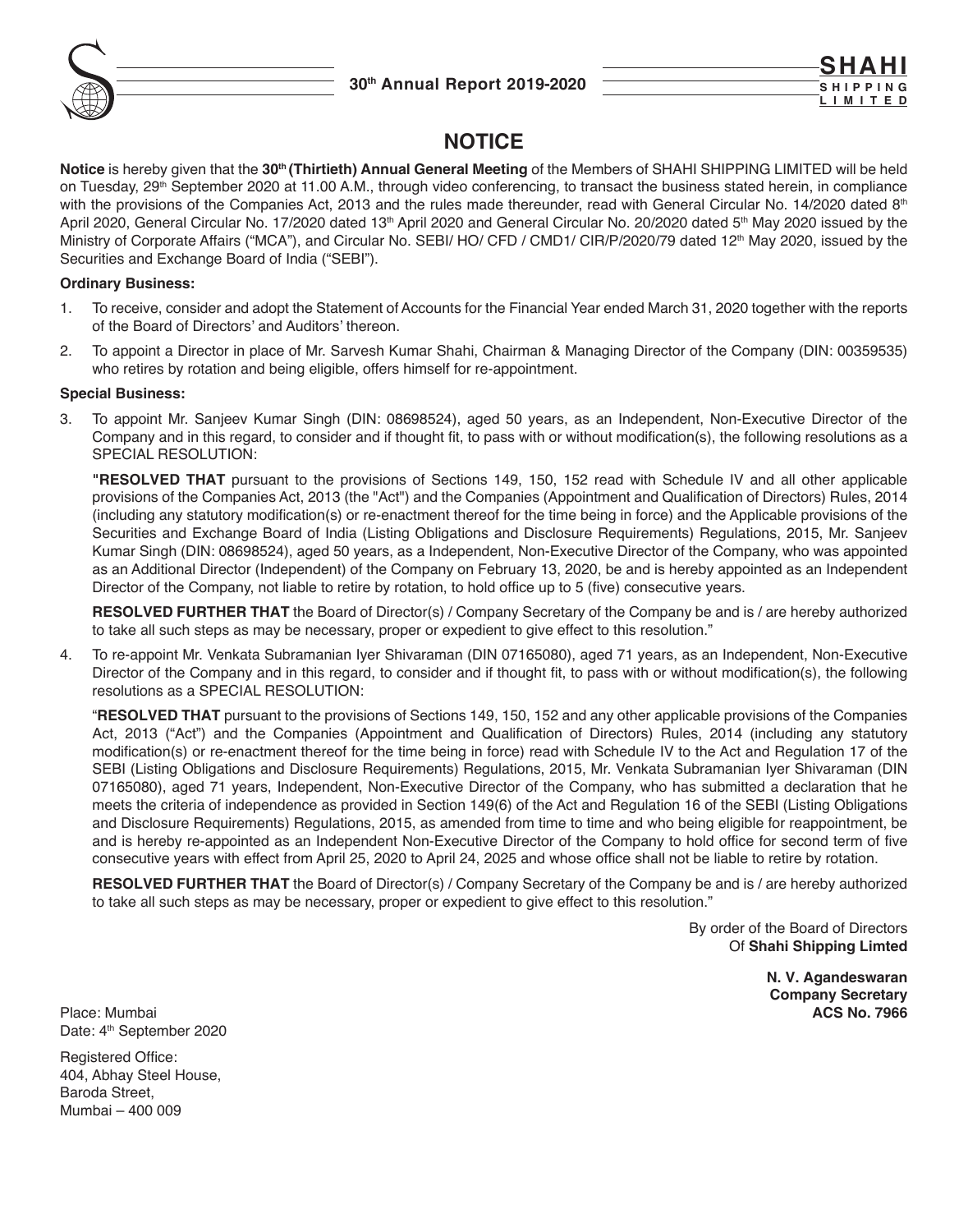# NOTICE

**Notice** is hereby given that the **30th (Thirtieth) Annual General Meeting** of the Members of SHAHI SHIPPING LIMITED will be held on Tuesday, 29th September 2020 at 11.00 A.M., through video conferencing, to transact the business stated herein, in compliance with the provisions of the Companies Act, 2013 and the rules made thereunder, read with General Circular No. 14/2020 dated 8th April 2020, General Circular No. 17/2020 dated 13th April 2020 and General Circular No. 20/2020 dated 5th May 2020 issued by the Ministry of Corporate Affairs ("MCA"), and Circular No. SEBI/ HO/ CFD / CMD1/ CIR/P/2020/79 dated 12th May 2020, issued by the Securities and Exchange Board of India ("SEBI").

**Ordinary Business:**

1. To receive, consider and adopt the Statement of Accounts for the Financial Year ended March 31, 2020 together with the reports of the Board of Directors' and Auditors' thereon.

2. To appoint a Director in place of Mr. Sarvesh Kumar Shahi, Chairman & Managing Director of the Company (DIN: 00359535) who retires by rotation and being eligible, offers himself for re-appointment.

**Special Business:**

3. To appoint Mr. Sanjeev Kumar Singh (DIN: 08698524), aged 50 years, as an Independent, Non-Executive Director of the Company and in this regard, to consider and if thought fit, to pass with or without modification(s), the following resolutions as a SPECIAL RESOLUTION:

   **"RESOLVED THAT** pursuant to the provisions of Sections 149, 150, 152 read with Schedule IV and all other applicable provisions of the Companies Act, 2013 (the "Act") and the Companies (Appointment and Qualification of Directors) Rules, 2014 (including any statutory modification(s) or re-enactment thereof for the time being in force) and the Applicable provisions of the Securities and Exchange Board of India (Listing Obligations and Disclosure Requirements) Regulations, 2015, Mr. Sanjeev Kumar Singh (DIN: 08698524), aged 50 years, as a Independent, Non-Executive Director of the Company, who was appointed as an Additional Director (Independent) of the Company on February 13, 2020, be and is hereby appointed as an Independent Director of the Company, not liable to retire by rotation, to hold office up to 5 (five) consecutive years.

   **RESOLVED FURTHER THAT** the Board of Director(s) / Company Secretary of the Company be and is / are hereby authorized to take all such steps as may be necessary, proper or expedient to give effect to this resolution."

4. To re-appoint Mr. Venkata Subramanian Iyer Shivaraman (DIN 07165080), aged 71 years, as an Independent, Non-Executive Director of the Company and in this regard, to consider and if thought fit, to pass with or without modification(s), the following resolutions as a SPECIAL RESOLUTION:

   "**RESOLVED THAT** pursuant to the provisions of Sections 149, 150, 152 and any other applicable provisions of the Companies Act, 2013 ("Act") and the Companies (Appointment and Qualification of Directors) Rules, 2014 (including any statutory modification(s) or re-enactment thereof for the time being in force) read with Schedule IV to the Act and Regulation 17 of the SEBI (Listing Obligations and Disclosure Requirements) Regulations, 2015, Mr. Venkata Subramanian Iyer Shivaraman (DIN 07165080), aged 71 years, Independent, Non-Executive Director of the Company, who has submitted a declaration that he meets the criteria of independence as provided in Section 149(6) of the Act and Regulation 16 of the SEBI (Listing Obligations and Disclosure Requirements) Regulations, 2015, as amended from time to time and who being eligible for reappointment, be and is hereby re-appointed as an Independent Non-Executive Director of the Company to hold office for second term of five consecutive years with effect from April 25, 2020 to April 24, 2025 and whose office shall not be liable to retire by rotation.

   **RESOLVED FURTHER THAT** the Board of Director(s) / Company Secretary of the Company be and is / are hereby authorized to take all such steps as may be necessary, proper or expedient to give effect to this resolution."

By order of the Board of Directors
Of **Shahi Shipping Limted**

**N. V. Agandeswaran**
**Company Secretary**
**ACS No. 7966**

Place: Mumbai
Date: 4th September 2020

Registered Office:
404, Abhay Steel House,
Baroda Street,
Mumbai – 400 009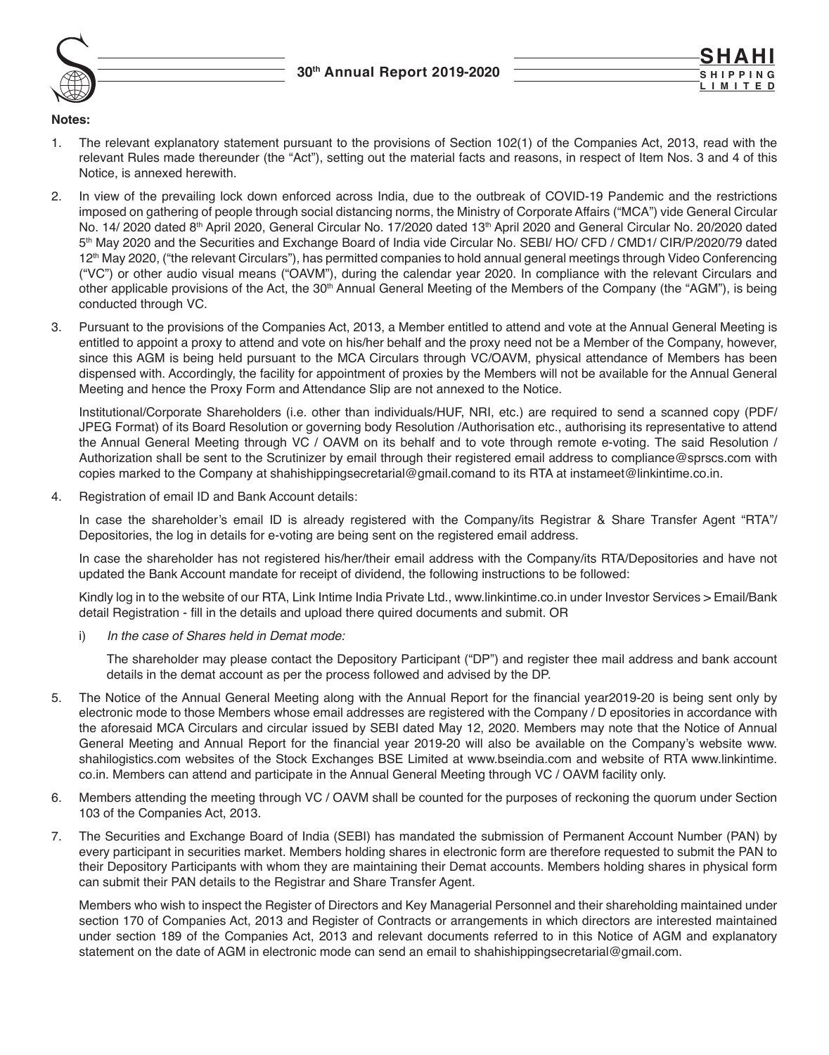**Notes:**

1. The relevant explanatory statement pursuant to the provisions of Section 102(1) of the Companies Act, 2013, read with the relevant Rules made thereunder (the "Act"), setting out the material facts and reasons, in respect of Item Nos. 3 and 4 of this Notice, is annexed herewith.

2. In view of the prevailing lock down enforced across India, due to the outbreak of COVID-19 Pandemic and the restrictions imposed on gathering of people through social distancing norms, the Ministry of Corporate Affairs ("MCA") vide General Circular No. 14/ 2020 dated 8th April 2020, General Circular No. 17/2020 dated 13th April 2020 and General Circular No. 20/2020 dated 5th May 2020 and the Securities and Exchange Board of India vide Circular No. SEBI/ HO/ CFD / CMD1/ CIR/P/2020/79 dated 12th May 2020, ("the relevant Circulars"), has permitted companies to hold annual general meetings through Video Conferencing ("VC") or other audio visual means ("OAVM"), during the calendar year 2020. In compliance with the relevant Circulars and other applicable provisions of the Act, the 30th Annual General Meeting of the Members of the Company (the "AGM"), is being conducted through VC.

3. Pursuant to the provisions of the Companies Act, 2013, a Member entitled to attend and vote at the Annual General Meeting is entitled to appoint a proxy to attend and vote on his/her behalf and the proxy need not be a Member of the Company, however, since this AGM is being held pursuant to the MCA Circulars through VC/OAVM, physical attendance of Members has been dispensed with. Accordingly, the facility for appointment of proxies by the Members will not be available for the Annual General Meeting and hence the Proxy Form and Attendance Slip are not annexed to the Notice.

   Institutional/Corporate Shareholders (i.e. other than individuals/HUF, NRI, etc.) are required to send a scanned copy (PDF/ JPEG Format) of its Board Resolution or governing body Resolution /Authorisation etc., authorising its representative to attend the Annual General Meeting through VC / OAVM on its behalf and to vote through remote e-voting. The said Resolution / Authorization shall be sent to the Scrutinizer by email through their registered email address to compliance@sprscs.com with copies marked to the Company at shahishippingsecretarial@gmail.comand to its RTA at instameet@linkintime.co.in.

4. Registration of email ID and Bank Account details:

   In case the shareholder's email ID is already registered with the Company/its Registrar & Share Transfer Agent "RTA"/ Depositories, the log in details for e-voting are being sent on the registered email address.

   In case the shareholder has not registered his/her/their email address with the Company/its RTA/Depositories and have not updated the Bank Account mandate for receipt of dividend, the following instructions to be followed:

   Kindly log in to the website of our RTA, Link Intime India Private Ltd., www.linkintime.co.in under Investor Services > Email/Bank detail Registration - fill in the details and upload there quired documents and submit. OR

   i) *In the case of Shares held in Demat mode:*

      The shareholder may please contact the Depository Participant ("DP") and register thee mail address and bank account details in the demat account as per the process followed and advised by the DP.

5. The Notice of the Annual General Meeting along with the Annual Report for the financial year2019-20 is being sent only by electronic mode to those Members whose email addresses are registered with the Company / D epositories in accordance with the aforesaid MCA Circulars and circular issued by SEBI dated May 12, 2020. Members may note that the Notice of Annual General Meeting and Annual Report for the financial year 2019-20 will also be available on the Company's website www. shahilogistics.com websites of the Stock Exchanges BSE Limited at www.bseindia.com and website of RTA www.linkintime. co.in. Members can attend and participate in the Annual General Meeting through VC / OAVM facility only.

6. Members attending the meeting through VC / OAVM shall be counted for the purposes of reckoning the quorum under Section 103 of the Companies Act, 2013.

7. The Securities and Exchange Board of India (SEBI) has mandated the submission of Permanent Account Number (PAN) by every participant in securities market. Members holding shares in electronic form are therefore requested to submit the PAN to their Depository Participants with whom they are maintaining their Demat accounts. Members holding shares in physical form can submit their PAN details to the Registrar and Share Transfer Agent.

   Members who wish to inspect the Register of Directors and Key Managerial Personnel and their shareholding maintained under section 170 of Companies Act, 2013 and Register of Contracts or arrangements in which directors are interested maintained under section 189 of the Companies Act, 2013 and relevant documents referred to in this Notice of AGM and explanatory statement on the date of AGM in electronic mode can send an email to shahishippingsecretarial@gmail.com.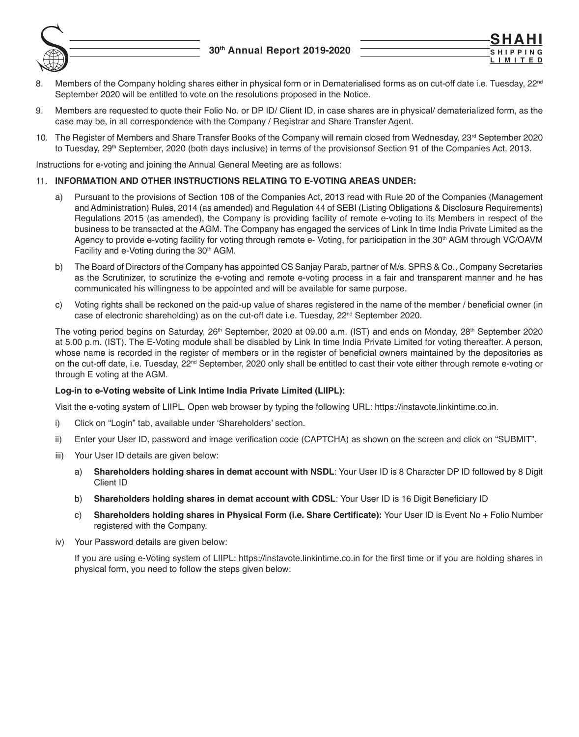8. Members of the Company holding shares either in physical form or in Dematerialised forms as on cut-off date i.e. Tuesday, 22nd September 2020 will be entitled to vote on the resolutions proposed in the Notice.

9. Members are requested to quote their Folio No. or DP ID/ Client ID, in case shares are in physical/ dematerialized form, as the case may be, in all correspondence with the Company / Registrar and Share Transfer Agent.

10. The Register of Members and Share Transfer Books of the Company will remain closed from Wednesday, 23rd September 2020 to Tuesday, 29th September, 2020 (both days inclusive) in terms of the provisionsof Section 91 of the Companies Act, 2013.

Instructions for e-voting and joining the Annual General Meeting are as follows:

11. **INFORMATION AND OTHER INSTRUCTIONS RELATING TO E-VOTING AREAS UNDER:**

    a) Pursuant to the provisions of Section 108 of the Companies Act, 2013 read with Rule 20 of the Companies (Management and Administration) Rules, 2014 (as amended) and Regulation 44 of SEBI (Listing Obligations & Disclosure Requirements) Regulations 2015 (as amended), the Company is providing facility of remote e-voting to its Members in respect of the business to be transacted at the AGM. The Company has engaged the services of Link In time India Private Limited as the Agency to provide e-voting facility for voting through remote e- Voting, for participation in the 30th AGM through VC/OAVM Facility and e-Voting during the 30th AGM.

    b) The Board of Directors of the Company has appointed CS Sanjay Parab, partner of M/s. SPRS & Co., Company Secretaries as the Scrutinizer, to scrutinize the e-voting and remote e-voting process in a fair and transparent manner and he has communicated his willingness to be appointed and will be available for same purpose.

    c) Voting rights shall be reckoned on the paid-up value of shares registered in the name of the member / beneficial owner (in case of electronic shareholding) as on the cut-off date i.e. Tuesday, 22nd September 2020.

    The voting period begins on Saturday, 26th September, 2020 at 09.00 a.m. (IST) and ends on Monday, 28th September 2020 at 5.00 p.m. (IST). The E-Voting module shall be disabled by Link In time India Private Limited for voting thereafter. A person, whose name is recorded in the register of members or in the register of beneficial owners maintained by the depositories as on the cut-off date, i.e. Tuesday, 22nd September, 2020 only shall be entitled to cast their vote either through remote e-voting or through E voting at the AGM.

    **Log-in to e-Voting website of Link Intime India Private Limited (LIIPL):**

    Visit the e-voting system of LIIPL. Open web browser by typing the following URL: https://instavote.linkintime.co.in.

    i) Click on "Login" tab, available under 'Shareholders' section.

    ii) Enter your User ID, password and image verification code (CAPTCHA) as shown on the screen and click on "SUBMIT".

    iii) Your User ID details are given below:

        a) **Shareholders holding shares in demat account with NSDL**: Your User ID is 8 Character DP ID followed by 8 Digit Client ID

        b) **Shareholders holding shares in demat account with CDSL**: Your User ID is 16 Digit Beneficiary ID

        c) **Shareholders holding shares in Physical Form (i.e. Share Certificate):** Your User ID is Event No + Folio Number registered with the Company.

    iv) Your Password details are given below:

        If you are using e-Voting system of LIIPL: https://instavote.linkintime.co.in for the first time or if you are holding shares in physical form, you need to follow the steps given below: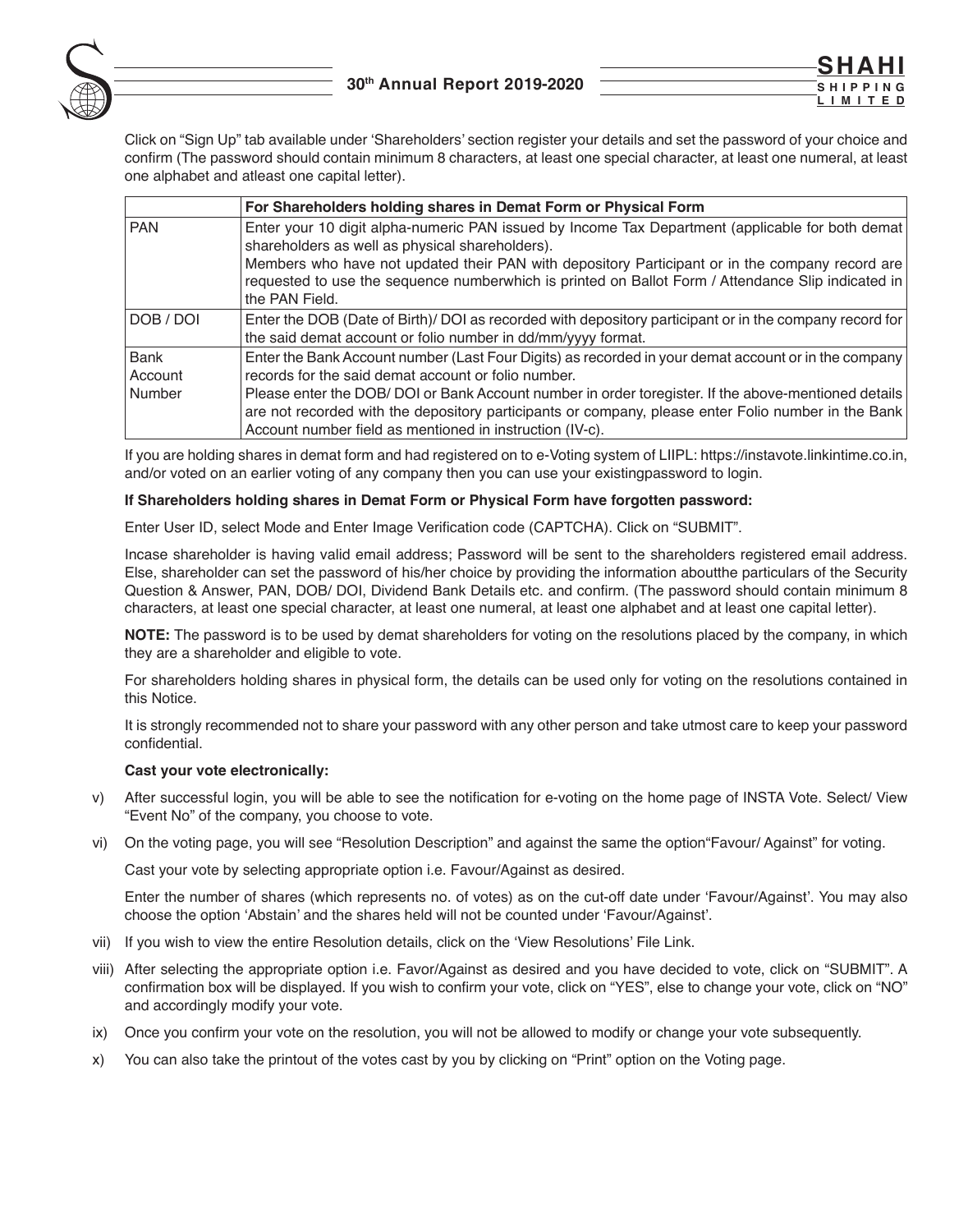Click on "Sign Up" tab available under 'Shareholders' section register your details and set the password of your choice and confirm (The password should contain minimum 8 characters, at least one special character, at least one numeral, at least one alphabet and atleast one capital letter).

| | For Shareholders holding shares in Demat Form or Physical Form |
|---|---|
| PAN | Enter your 10 digit alpha-numeric PAN issued by Income Tax Department (applicable for both demat shareholders as well as physical shareholders).<br>Members who have not updated their PAN with depository Participant or in the company record are requested to use the sequence numberwhich is printed on Ballot Form / Attendance Slip indicated in the PAN Field. |
| DOB / DOI | Enter the DOB (Date of Birth)/ DOI as recorded with depository participant or in the company record for the said demat account or folio number in dd/mm/yyyy format. |
| Bank Account Number | Enter the Bank Account number (Last Four Digits) as recorded in your demat account or in the company records for the said demat account or folio number.<br>Please enter the DOB/ DOI or Bank Account number in order toregister. If the above-mentioned details are not recorded with the depository participants or company, please enter Folio number in the Bank Account number field as mentioned in instruction (IV-c). |

If you are holding shares in demat form and had registered on to e-Voting system of LIIPL: https://instavote.linkintime.co.in, and/or voted on an earlier voting of any company then you can use your existingpassword to login.

**If Shareholders holding shares in Demat Form or Physical Form have forgotten password:**

Enter User ID, select Mode and Enter Image Verification code (CAPTCHA). Click on "SUBMIT".

Incase shareholder is having valid email address; Password will be sent to the shareholders registered email address. Else, shareholder can set the password of his/her choice by providing the information aboutthe particulars of the Security Question & Answer, PAN, DOB/ DOI, Dividend Bank Details etc. and confirm. (The password should contain minimum 8 characters, at least one special character, at least one numeral, at least one alphabet and at least one capital letter).

**NOTE:** The password is to be used by demat shareholders for voting on the resolutions placed by the company, in which they are a shareholder and eligible to vote.

For shareholders holding shares in physical form, the details can be used only for voting on the resolutions contained in this Notice.

It is strongly recommended not to share your password with any other person and take utmost care to keep your password confidential.

**Cast your vote electronically:**

v) After successful login, you will be able to see the notification for e-voting on the home page of INSTA Vote. Select/ View "Event No" of the company, you choose to vote.

vi) On the voting page, you will see "Resolution Description" and against the same the option"Favour/ Against" for voting.

Cast your vote by selecting appropriate option i.e. Favour/Against as desired.

Enter the number of shares (which represents no. of votes) as on the cut-off date under 'Favour/Against'. You may also choose the option 'Abstain' and the shares held will not be counted under 'Favour/Against'.

vii) If you wish to view the entire Resolution details, click on the 'View Resolutions' File Link.

viii) After selecting the appropriate option i.e. Favor/Against as desired and you have decided to vote, click on "SUBMIT". A confirmation box will be displayed. If you wish to confirm your vote, click on "YES", else to change your vote, click on "NO" and accordingly modify your vote.

ix) Once you confirm your vote on the resolution, you will not be allowed to modify or change your vote subsequently.

x) You can also take the printout of the votes cast by you by clicking on "Print" option on the Voting page.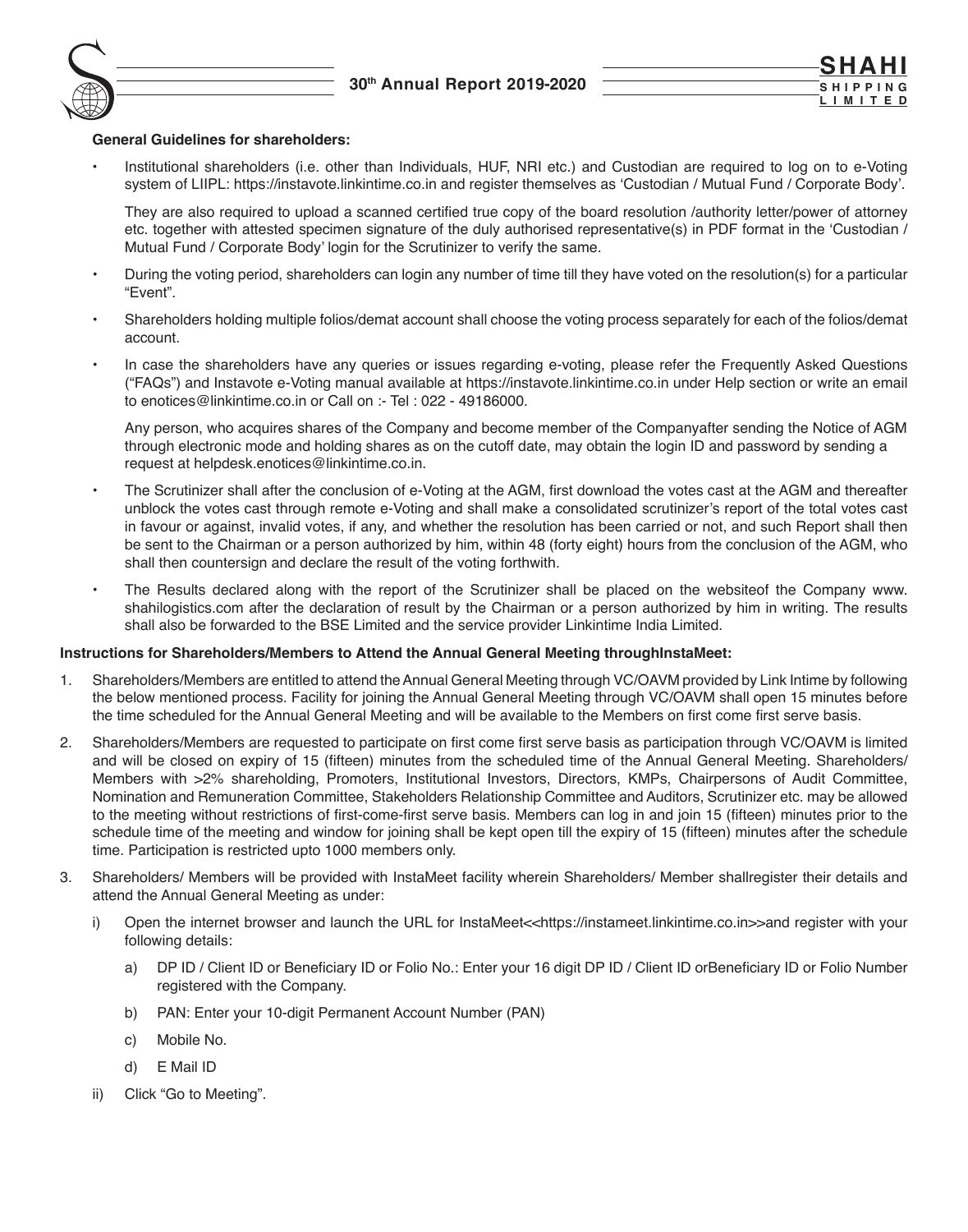**General Guidelines for shareholders:**

- Institutional shareholders (i.e. other than Individuals, HUF, NRI etc.) and Custodian are required to log on to e-Voting system of LIIPL: https://instavote.linkintime.co.in and register themselves as 'Custodian / Mutual Fund / Corporate Body'.

  They are also required to upload a scanned certified true copy of the board resolution /authority letter/power of attorney etc. together with attested specimen signature of the duly authorised representative(s) in PDF format in the 'Custodian / Mutual Fund / Corporate Body' login for the Scrutinizer to verify the same.

- During the voting period, shareholders can login any number of time till they have voted on the resolution(s) for a particular "Event".

- Shareholders holding multiple folios/demat account shall choose the voting process separately for each of the folios/demat account.

- In case the shareholders have any queries or issues regarding e-voting, please refer the Frequently Asked Questions ("FAQs") and Instavote e-Voting manual available at https://instavote.linkintime.co.in under Help section or write an email to enotices@linkintime.co.in or Call on :- Tel : 022 - 49186000.

  Any person, who acquires shares of the Company and become member of the Companyafter sending the Notice of AGM through electronic mode and holding shares as on the cutoff date, may obtain the login ID and password by sending a request at helpdesk.enotices@linkintime.co.in.

- The Scrutinizer shall after the conclusion of e-Voting at the AGM, first download the votes cast at the AGM and thereafter unblock the votes cast through remote e-Voting and shall make a consolidated scrutinizer's report of the total votes cast in favour or against, invalid votes, if any, and whether the resolution has been carried or not, and such Report shall then be sent to the Chairman or a person authorized by him, within 48 (forty eight) hours from the conclusion of the AGM, who shall then countersign and declare the result of the voting forthwith.

- The Results declared along with the report of the Scrutinizer shall be placed on the websiteof the Company www. shahilogistics.com after the declaration of result by the Chairman or a person authorized by him in writing. The results shall also be forwarded to the BSE Limited and the service provider Linkintime India Limited.

**Instructions for Shareholders/Members to Attend the Annual General Meeting throughInstaMeet:**

1. Shareholders/Members are entitled to attend the Annual General Meeting through VC/OAVM provided by Link Intime by following the below mentioned process. Facility for joining the Annual General Meeting through VC/OAVM shall open 15 minutes before the time scheduled for the Annual General Meeting and will be available to the Members on first come first serve basis.

2. Shareholders/Members are requested to participate on first come first serve basis as participation through VC/OAVM is limited and will be closed on expiry of 15 (fifteen) minutes from the scheduled time of the Annual General Meeting. Shareholders/ Members with >2% shareholding, Promoters, Institutional Investors, Directors, KMPs, Chairpersons of Audit Committee, Nomination and Remuneration Committee, Stakeholders Relationship Committee and Auditors, Scrutinizer etc. may be allowed to the meeting without restrictions of first-come-first serve basis. Members can log in and join 15 (fifteen) minutes prior to the schedule time of the meeting and window for joining shall be kept open till the expiry of 15 (fifteen) minutes after the schedule time. Participation is restricted upto 1000 members only.

3. Shareholders/ Members will be provided with InstaMeet facility wherein Shareholders/ Member shallregister their details and attend the Annual General Meeting as under:

   i) Open the internet browser and launch the URL for InstaMeet<<https://instameet.linkintime.co.in>>and register with your following details:

      a) DP ID / Client ID or Beneficiary ID or Folio No.: Enter your 16 digit DP ID / Client ID orBeneficiary ID or Folio Number registered with the Company.

      b) PAN: Enter your 10-digit Permanent Account Number (PAN)

      c) Mobile No.

      d) E Mail ID

   ii) Click "Go to Meeting".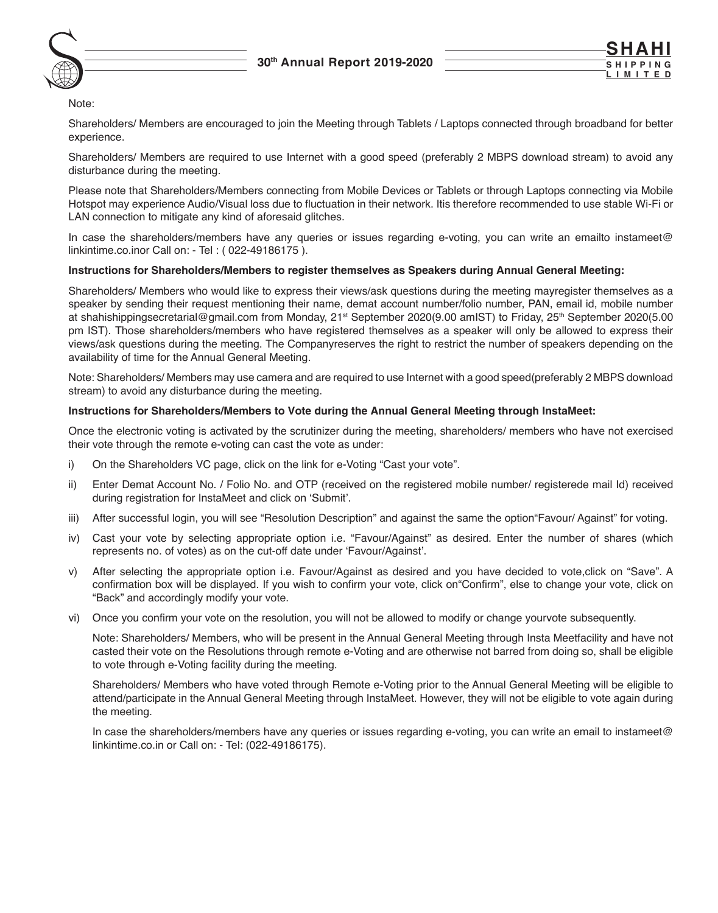Note:

Shareholders/ Members are encouraged to join the Meeting through Tablets / Laptops connected through broadband for better experience.

Shareholders/ Members are required to use Internet with a good speed (preferably 2 MBPS download stream) to avoid any disturbance during the meeting.

Please note that Shareholders/Members connecting from Mobile Devices or Tablets or through Laptops connecting via Mobile Hotspot may experience Audio/Visual loss due to fluctuation in their network. Itis therefore recommended to use stable Wi-Fi or LAN connection to mitigate any kind of aforesaid glitches.

In case the shareholders/members have any queries or issues regarding e-voting, you can write an emailto instameet@ linkintime.co.inor Call on: - Tel : ( 022-49186175 ).

**Instructions for Shareholders/Members to register themselves as Speakers during Annual General Meeting:**

Shareholders/ Members who would like to express their views/ask questions during the meeting mayregister themselves as a speaker by sending their request mentioning their name, demat account number/folio number, PAN, email id, mobile number at shahishippingsecretarial@gmail.com from Monday, 21st September 2020(9.00 amIST) to Friday, 25th September 2020(5.00 pm IST). Those shareholders/members who have registered themselves as a speaker will only be allowed to express their views/ask questions during the meeting. The Companyreserves the right to restrict the number of speakers depending on the availability of time for the Annual General Meeting.

Note: Shareholders/ Members may use camera and are required to use Internet with a good speed(preferably 2 MBPS download stream) to avoid any disturbance during the meeting.

**Instructions for Shareholders/Members to Vote during the Annual General Meeting through InstaMeet:**

Once the electronic voting is activated by the scrutinizer during the meeting, shareholders/ members who have not exercised their vote through the remote e-voting can cast the vote as under:

i) On the Shareholders VC page, click on the link for e-Voting "Cast your vote".

ii) Enter Demat Account No. / Folio No. and OTP (received on the registered mobile number/ registerede mail Id) received during registration for InstaMeet and click on 'Submit'.

iii) After successful login, you will see "Resolution Description" and against the same the option"Favour/ Against" for voting.

iv) Cast your vote by selecting appropriate option i.e. "Favour/Against" as desired. Enter the number of shares (which represents no. of votes) as on the cut-off date under 'Favour/Against'.

v) After selecting the appropriate option i.e. Favour/Against as desired and you have decided to vote,click on "Save". A confirmation box will be displayed. If you wish to confirm your vote, click on"Confirm", else to change your vote, click on "Back" and accordingly modify your vote.

vi) Once you confirm your vote on the resolution, you will not be allowed to modify or change yourvote subsequently.

Note: Shareholders/ Members, who will be present in the Annual General Meeting through Insta Meetfacility and have not casted their vote on the Resolutions through remote e-Voting and are otherwise not barred from doing so, shall be eligible to vote through e-Voting facility during the meeting.

Shareholders/ Members who have voted through Remote e-Voting prior to the Annual General Meeting will be eligible to attend/participate in the Annual General Meeting through InstaMeet. However, they will not be eligible to vote again during the meeting.

In case the shareholders/members have any queries or issues regarding e-voting, you can write an email to instameet@ linkintime.co.in or Call on: - Tel: (022-49186175).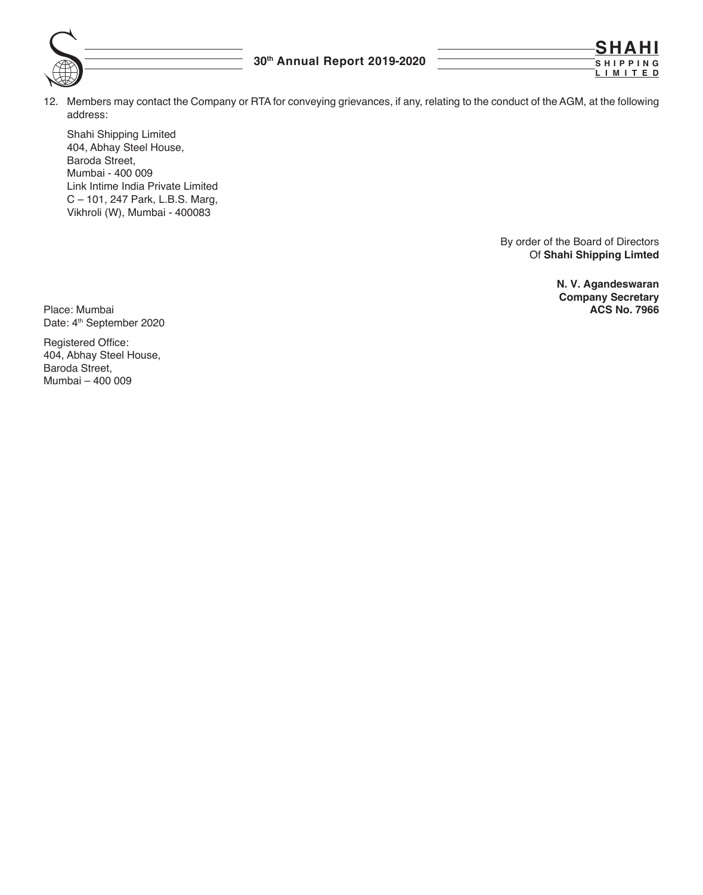12. Members may contact the Company or RTA for conveying grievances, if any, relating to the conduct of the AGM, at the following address:

    Shahi Shipping Limited
    404, Abhay Steel House,
    Baroda Street,
    Mumbai - 400 009
    Link Intime India Private Limited
    C – 101, 247 Park, L.B.S. Marg,
    Vikhroli (W), Mumbai - 400083

By order of the Board of Directors
Of **Shahi Shipping Limted**

**N. V. Agandeswaran**
**Company Secretary**
**ACS No. 7966**

Place: Mumbai
Date: 4th September 2020

Registered Office:
404, Abhay Steel House,
Baroda Street,
Mumbai – 400 009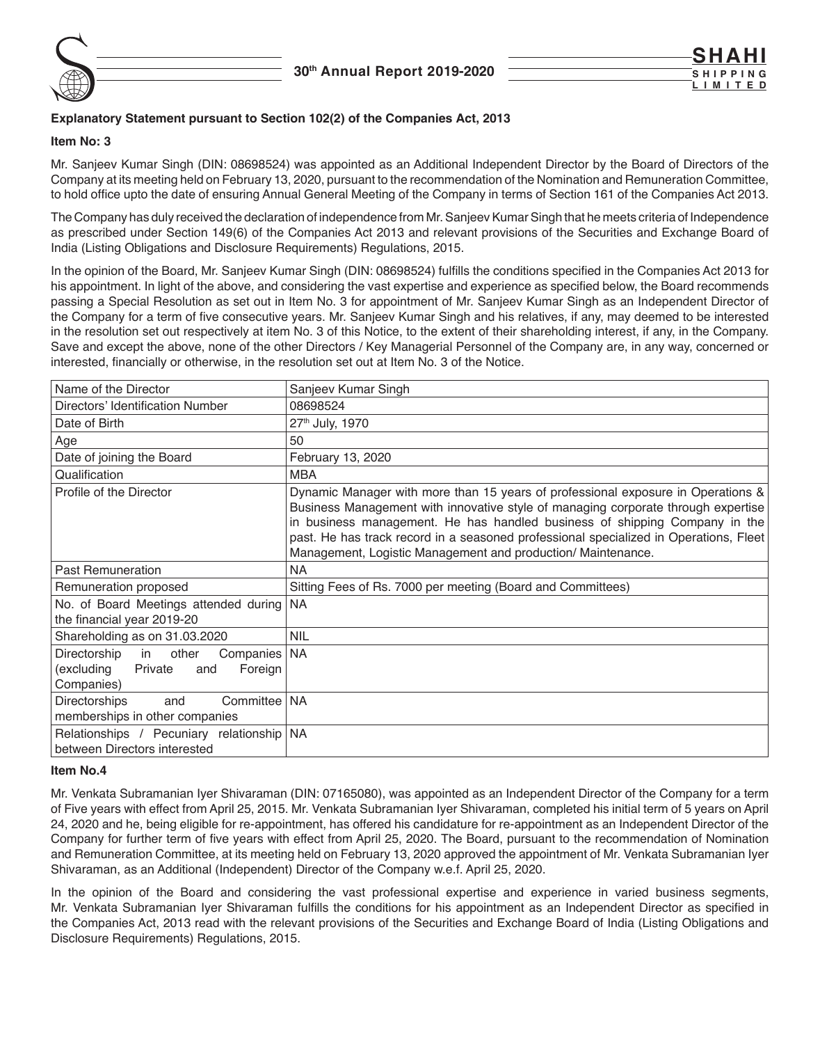### Explanatory Statement pursuant to Section 102(2) of the Companies Act, 2013

**Item No: 3**

Mr. Sanjeev Kumar Singh (DIN: 08698524) was appointed as an Additional Independent Director by the Board of Directors of the Company at its meeting held on February 13, 2020, pursuant to the recommendation of the Nomination and Remuneration Committee, to hold office upto the date of ensuring Annual General Meeting of the Company in terms of Section 161 of the Companies Act 2013.

The Company has duly received the declaration of independence from Mr. Sanjeev Kumar Singh that he meets criteria of Independence as prescribed under Section 149(6) of the Companies Act 2013 and relevant provisions of the Securities and Exchange Board of India (Listing Obligations and Disclosure Requirements) Regulations, 2015.

In the opinion of the Board, Mr. Sanjeev Kumar Singh (DIN: 08698524) fulfills the conditions specified in the Companies Act 2013 for his appointment. In light of the above, and considering the vast expertise and experience as specified below, the Board recommends passing a Special Resolution as set out in Item No. 3 for appointment of Mr. Sanjeev Kumar Singh as an Independent Director of the Company for a term of five consecutive years. Mr. Sanjeev Kumar Singh and his relatives, if any, may deemed to be interested in the resolution set out respectively at item No. 3 of this Notice, to the extent of their shareholding interest, if any, in the Company. Save and except the above, none of the other Directors / Key Managerial Personnel of the Company are, in any way, concerned or interested, financially or otherwise, in the resolution set out at Item No. 3 of the Notice.

| Name of the Director | Sanjeev Kumar Singh |
|---|---|
| Directors' Identification Number | 08698524 |
| Date of Birth | 27th July, 1970 |
| Age | 50 |
| Date of joining the Board | February 13, 2020 |
| Qualification | MBA |
| Profile of the Director | Dynamic Manager with more than 15 years of professional exposure in Operations & Business Management with innovative style of managing corporate through expertise in business management. He has handled business of shipping Company in the past. He has track record in a seasoned professional specialized in Operations, Fleet Management, Logistic Management and production/ Maintenance. |
| Past Remuneration | NA |
| Remuneration proposed | Sitting Fees of Rs. 7000 per meeting (Board and Committees) |
| No. of Board Meetings attended during the financial year 2019-20 | NA |
| Shareholding as on 31.03.2020 | NIL |
| Directorship in other Companies (excluding Private and Foreign Companies) | NA |
| Directorships and Committee memberships in other companies | NA |
| Relationships / Pecuniary relationship between Directors interested | NA |

**Item No.4**

Mr. Venkata Subramanian Iyer Shivaraman (DIN: 07165080), was appointed as an Independent Director of the Company for a term of Five years with effect from April 25, 2015. Mr. Venkata Subramanian Iyer Shivaraman, completed his initial term of 5 years on April 24, 2020 and he, being eligible for re-appointment, has offered his candidature for re-appointment as an Independent Director of the Company for further term of five years with effect from April 25, 2020. The Board, pursuant to the recommendation of Nomination and Remuneration Committee, at its meeting held on February 13, 2020 approved the appointment of Mr. Venkata Subramanian Iyer Shivaraman, as an Additional (Independent) Director of the Company w.e.f. April 25, 2020.

In the opinion of the Board and considering the vast professional expertise and experience in varied business segments, Mr. Venkata Subramanian Iyer Shivaraman fulfills the conditions for his appointment as an Independent Director as specified in the Companies Act, 2013 read with the relevant provisions of the Securities and Exchange Board of India (Listing Obligations and Disclosure Requirements) Regulations, 2015.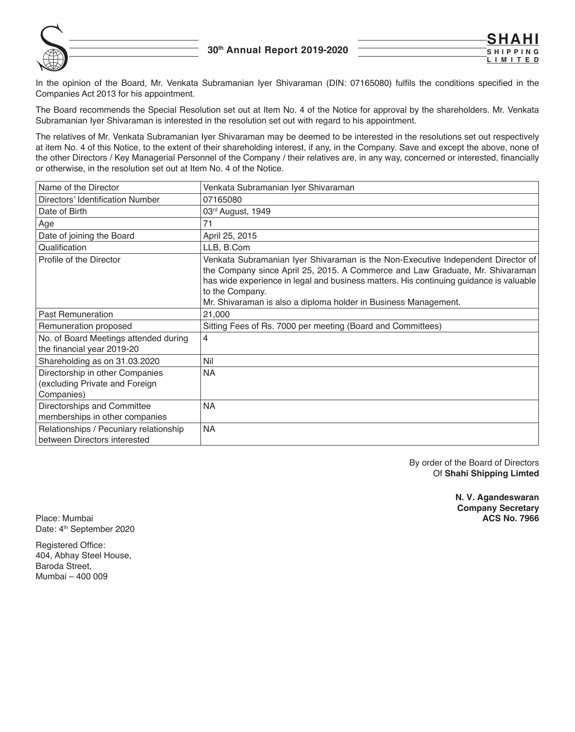In the opinion of the Board, Mr. Venkata Subramanian Iyer Shivaraman (DIN: 07165080) fulfils the conditions specified in the Companies Act 2013 for his appointment.

The Board recommends the Special Resolution set out at Item No. 4 of the Notice for approval by the shareholders. Mr. Venkata Subramanian Iyer Shivaraman is interested in the resolution set out with regard to his appointment.

The relatives of Mr. Venkata Subramanian Iyer Shivaraman may be deemed to be interested in the resolutions set out respectively at item No. 4 of this Notice, to the extent of their shareholding interest, if any, in the Company. Save and except the above, none of the other Directors / Key Managerial Personnel of the Company / their relatives are, in any way, concerned or interested, financially or otherwise, in the resolution set out at Item No. 4 of the Notice.

| | |
|---|---|
| Name of the Director | Venkata Subramanian Iyer Shivaraman |
| Directors' Identification Number | 07165080 |
| Date of Birth | 03rd August, 1949 |
| Age | 71 |
| Date of joining the Board | April 25, 2015 |
| Qualification | LLB, B.Com |
| Profile of the Director | Venkata Subramanian Iyer Shivaraman is the Non-Executive Independent Director of the Company since April 25, 2015. A Commerce and Law Graduate, Mr. Shivaraman has wide experience in legal and business matters. His continuing guidance is valuable to the Company.<br>Mr. Shivaraman is also a diploma holder in Business Management. |
| Past Remuneration | 21,000 |
| Remuneration proposed | Sitting Fees of Rs. 7000 per meeting (Board and Committees) |
| No. of Board Meetings attended during the financial year 2019-20 | 4 |
| Shareholding as on 31.03.2020 | Nil |
| Directorship in other Companies (excluding Private and Foreign Companies) | NA |
| Directorships and Committee memberships in other companies | NA |
| Relationships / Pecuniary relationship between Directors interested | NA |

By order of the Board of Directors
Of **Shahi Shipping Limted**

**N. V. Agandeswaran**
**Company Secretary**
**ACS No. 7966**

Place: Mumbai
Date: 4th September 2020

Registered Office:
404, Abhay Steel House,
Baroda Street,
Mumbai – 400 009